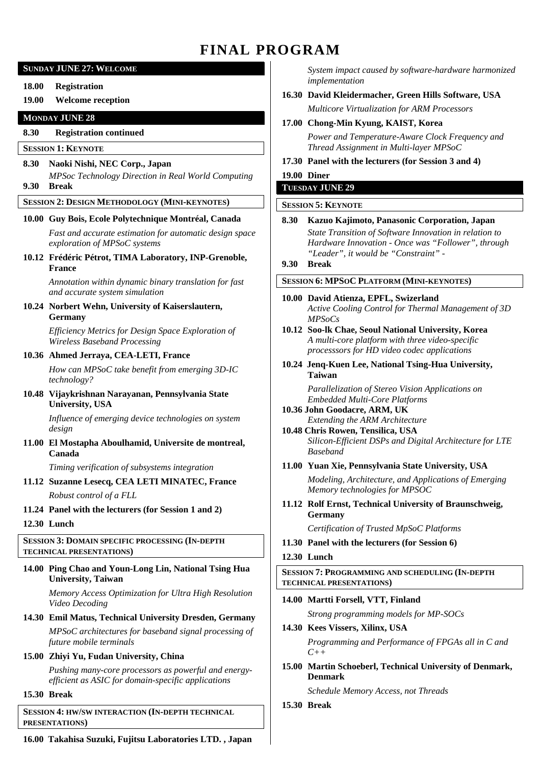# FINAL PROGRAM

## SUNDAY JUNE 27: WELCOME

**18.00 Registration**

**19.00 Welcome reception**

## MONDAY JUNE 28

**8.30 Registration continued**

### SESSION 1: KEYNOTE

**8.30 Naoki Nishi, NEC Corp., Japan**
*MPSoc Technology Direction in Real World Computing*

**9.30 Break**

### SESSION 2: DESIGN METHODOLOGY (MINI-KEYNOTES)

**10.00 Guy Bois, Ecole Polytechnique Montréal, Canada**
*Fast and accurate estimation for automatic design space exploration of MPSoC systems*

**10.12 Frédéric Pétrot, TIMA Laboratory, INP-Grenoble, France**
*Annotation within dynamic binary translation for fast and accurate system simulation*

**10.24 Norbert Wehn, University of Kaiserslautern, Germany**
*Efficiency Metrics for Design Space Exploration of Wireless Baseband Processing*

**10.36 Ahmed Jerraya, CEA-LETI, France**
*How can MPSoC take benefit from emerging 3D-IC technology?*

**10.48 Vijaykrishnan Narayanan, Pennsylvania State University, USA**
*Influence of emerging device technologies on system design*

**11.00 El Mostapha Aboulhamid, Universite de montreal, Canada**
*Timing verification of subsystems integration*

**11.12 Suzanne Lesecq, CEA LETI MINATEC, France**
*Robust control of a FLL*

**11.24 Panel with the lecturers (for Session 1 and 2)**

**12.30 Lunch**

### SESSION 3: DOMAIN SPECIFIC PROCESSING (IN-DEPTH TECHNICAL PRESENTATIONS)

**14.00 Ping Chao and Youn-Long Lin, National Tsing Hua University, Taiwan**
*Memory Access Optimization for Ultra High Resolution Video Decoding*

**14.30 Emil Matus, Technical University Dresden, Germany**
*MPSoC architectures for baseband signal processing of future mobile terminals*

**15.00 Zhiyi Yu, Fudan University, China**
*Pushing many-core processors as powerful and energy-efficient as ASIC for domain-specific applications*

**15.30 Break**

### SESSION 4: HW/SW INTERACTION (IN-DEPTH TECHNICAL PRESENTATIONS)

**16.00 Takahisa Suzuki, Fujitsu Laboratories LTD. , Japan**
*System impact caused by software-hardware harmonized implementation*

**16.30 David Kleidermacher, Green Hills Software, USA**
*Multicore Virtualization for ARM Processors*

**17.00 Chong-Min Kyung, KAIST, Korea**
*Power and Temperature-Aware Clock Frequency and Thread Assignment in Multi-layer MPSoC*

**17.30 Panel with the lecturers (for Session 3 and 4)**

**19.00 Diner**

## TUESDAY JUNE 29

### SESSION 5: KEYNOTE

**8.30 Kazuo Kajimoto, Panasonic Corporation, Japan**
*State Transition of Software Innovation in relation to Hardware Innovation - Once was "Follower", through "Leader", it would be "Constraint" -*

**9.30 Break**

### SESSION 6: MPSOC PLATFORM (MINI-KEYNOTES)

**10.00 David Atienza, EPFL, Swizerland**
*Active Cooling Control for Thermal Management of 3D MPSoCs*

**10.12 Soo-lk Chae, Seoul National University, Korea**
*A multi-core platform with three video-specific processsors for HD video codec applications*

**10.24 Jenq-Kuen Lee, National Tsing-Hua University, Taiwan**
*Parallelization of Stereo Vision Applications on Embedded Multi-Core Platforms*

**10.36 John Goodacre, ARM, UK**
*Extending the ARM Architecture*

**10.48 Chris Rowen, Tensilica, USA**
*Silicon-Efficient DSPs and Digital Architecture for LTE Baseband*

**11.00 Yuan Xie, Pennsylvania State University, USA**
*Modeling, Architecture, and Applications of Emerging Memory technologies for MPSOC*

**11.12 Rolf Ernst, Technical University of Braunschweig, Germany**
*Certification of Trusted MpSoC Platforms*

**11.30 Panel with the lecturers (for Session 6)**

**12.30 Lunch**

### SESSION 7: PROGRAMMING AND SCHEDULING (IN-DEPTH TECHNICAL PRESENTATIONS)

**14.00 Martti Forsell, VTT, Finland**
*Strong programming models for MP-SOCs*

**14.30 Kees Vissers, Xilinx, USA**
*Programming and Performance of FPGAs all in C and C++*

**15.00 Martin Schoeberl, Technical University of Denmark, Denmark**
*Schedule Memory Access, not Threads*

**15.30 Break**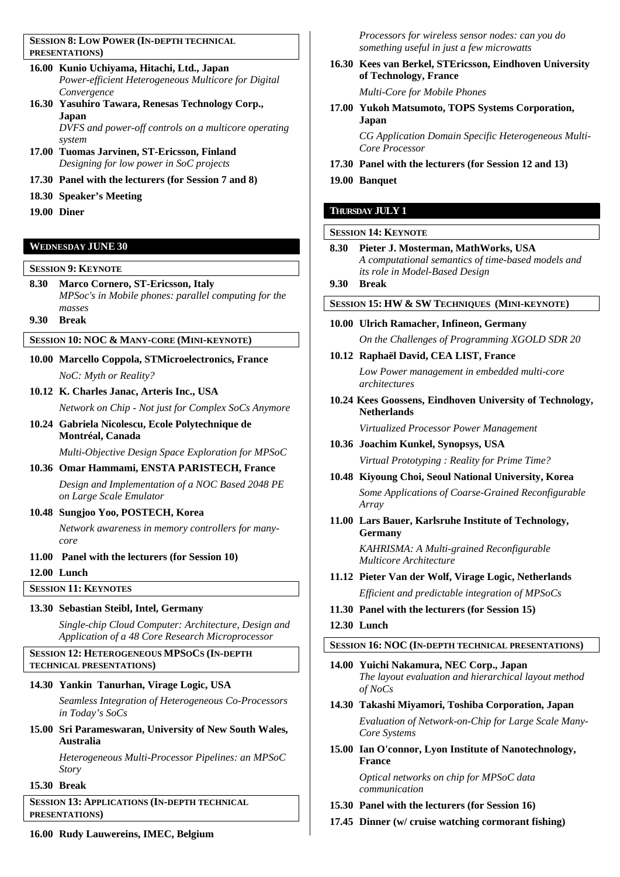**SESSION 8: LOW POWER (IN-DEPTH TECHNICAL PRESENTATIONS)**

**16.00 Kunio Uchiyama, Hitachi, Ltd., Japan**
*Power-efficient Heterogeneous Multicore for Digital Convergence*

**16.30 Yasuhiro Tawara, Renesas Technology Corp., Japan**
*DVFS and power-off controls on a multicore operating system*

**17.00 Tuomas Jarvinen, ST-Ericsson, Finland**
*Designing for low power in SoC projects*

**17.30 Panel with the lecturers (for Session 7 and 8)**

**18.30 Speaker's Meeting**

**19.00 Diner**

## WEDNESDAY JUNE 30

**SESSION 9: KEYNOTE**

**8.30 Marco Cornero, ST-Ericsson, Italy**
*MPSoc's in Mobile phones: parallel computing for the masses*

**9.30 Break**

**SESSION 10: NOC & MANY-CORE (MINI-KEYNOTE)**

**10.00 Marcello Coppola, STMicroelectronics, France**
*NoC: Myth or Reality?*

**10.12 K. Charles Janac, Arteris Inc., USA**
*Network on Chip - Not just for Complex SoCs Anymore*

**10.24 Gabriela Nicolescu, Ecole Polytechnique de Montréal, Canada**
*Multi-Objective Design Space Exploration for MPSoC*

**10.36 Omar Hammami, ENSTA PARISTECH, France**
*Design and Implementation of a NOC Based 2048 PE on Large Scale Emulator*

**10.48 Sungjoo Yoo, POSTECH, Korea**
*Network awareness in memory controllers for many-core*

**11.00 Panel with the lecturers (for Session 10)**

**12.00 Lunch**

**SESSION 11: KEYNOTES**

**13.30 Sebastian Steibl, Intel, Germany**
*Single-chip Cloud Computer: Architecture, Design and Application of a 48 Core Research Microprocessor*

**SESSION 12: HETEROGENEOUS MPSOCS (IN-DEPTH TECHNICAL PRESENTATIONS)**

**14.30 Yankin Tanurhan, Virage Logic, USA**
*Seamless Integration of Heterogeneous Co-Processors in Today's SoCs*

**15.00 Sri Parameswaran, University of New South Wales, Australia**
*Heterogeneous Multi-Processor Pipelines: an MPSoC Story*

**15.30 Break**

**SESSION 13: APPLICATIONS (IN-DEPTH TECHNICAL PRESENTATIONS)**

**16.00 Rudy Lauwereins, IMEC, Belgium**
*Processors for wireless sensor nodes: can you do something useful in just a few microwatts*

**16.30 Kees van Berkel, STEricsson, Eindhoven University of Technology, France**
*Multi-Core for Mobile Phones*

**17.00 Yukoh Matsumoto, TOPS Systems Corporation, Japan**
*CG Application Domain Specific Heterogeneous Multi-Core Processor*

**17.30 Panel with the lecturers (for Session 12 and 13)**

**19.00 Banquet**

## THURSDAY JULY 1

**SESSION 14: KEYNOTE**

**8.30 Pieter J. Mosterman, MathWorks, USA**
*A computational semantics of time-based models and its role in Model-Based Design*

**9.30 Break**

**SESSION 15: HW & SW TECHNIQUES (MINI-KEYNOTE)**

**10.00 Ulrich Ramacher, Infineon, Germany**
*On the Challenges of Programming XGOLD SDR 20*

**10.12 Raphaël David, CEA LIST, France**
*Low Power management in embedded multi-core architectures*

**10.24 Kees Goossens, Eindhoven University of Technology, Netherlands**
*Virtualized Processor Power Management*

**10.36 Joachim Kunkel, Synopsys, USA**
*Virtual Prototyping : Reality for Prime Time?*

**10.48 Kiyoung Choi, Seoul National University, Korea**
*Some Applications of Coarse-Grained Reconfigurable Array*

**11.00 Lars Bauer, Karlsruhe Institute of Technology, Germany**
*KAHRISMA: A Multi-grained Reconfigurable Multicore Architecture*

**11.12 Pieter Van der Wolf, Virage Logic, Netherlands**
*Efficient and predictable integration of MPSoCs*

**11.30 Panel with the lecturers (for Session 15)**

**12.30 Lunch**

**SESSION 16: NOC (IN-DEPTH TECHNICAL PRESENTATIONS)**

**14.00 Yuichi Nakamura, NEC Corp., Japan**
*The layout evaluation and hierarchical layout method of NoCs*

**14.30 Takashi Miyamori, Toshiba Corporation, Japan**
*Evaluation of Network-on-Chip for Large Scale Many-Core Systems*

**15.00 Ian O'connor, Lyon Institute of Nanotechnology, France**
*Optical networks on chip for MPSoC data communication*

**15.30 Panel with the lecturers (for Session 16)**

**17.45 Dinner (w/ cruise watching cormorant fishing)**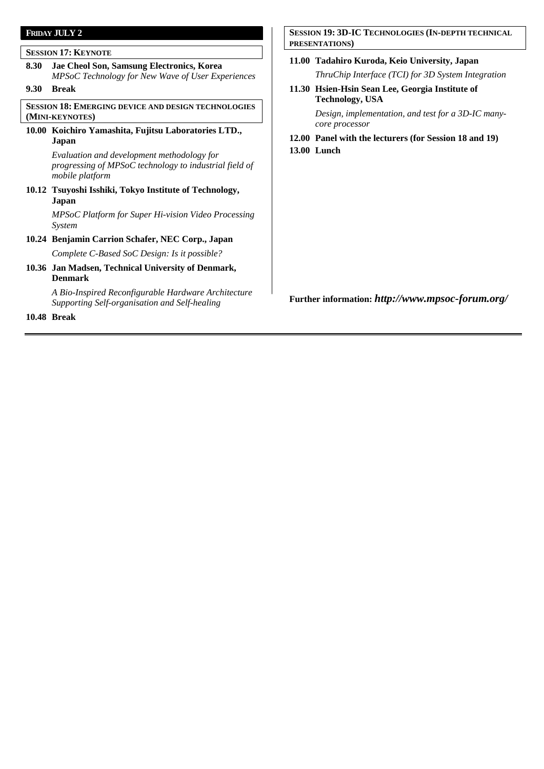## FRIDAY JULY 2

### SESSION 17: KEYNOTE

**8.30 Jae Cheol Son, Samsung Electronics, Korea**
*MPSoC Technology for New Wave of User Experiences*

**9.30 Break**

### SESSION 18: EMERGING DEVICE AND DESIGN TECHNOLOGIES (MINI-KEYNOTES)

**10.00 Koichiro Yamashita, Fujitsu Laboratories LTD., Japan**

*Evaluation and development methodology for progressing of MPSoC technology to industrial field of mobile platform*

**10.12 Tsuyoshi Isshiki, Tokyo Institute of Technology, Japan**

*MPSoC Platform for Super Hi-vision Video Processing System*

**10.24 Benjamin Carrion Schafer, NEC Corp., Japan**

*Complete C-Based SoC Design: Is it possible?*

**10.36 Jan Madsen, Technical University of Denmark, Denmark**

*A Bio-Inspired Reconfigurable Hardware Architecture Supporting Self-organisation and Self-healing*

**10.48 Break**

### SESSION 19: 3D-IC TECHNOLOGIES (IN-DEPTH TECHNICAL PRESENTATIONS)

**11.00 Tadahiro Kuroda, Keio University, Japan**

*ThruChip Interface (TCI) for 3D System Integration*

**11.30 Hsien-Hsin Sean Lee, Georgia Institute of Technology, USA**

*Design, implementation, and test for a 3D-IC many-core processor*

**12.00 Panel with the lecturers (for Session 18 and 19)**

**13.00 Lunch**

**Further information:** ***http://www.mpsoc-forum.org/***